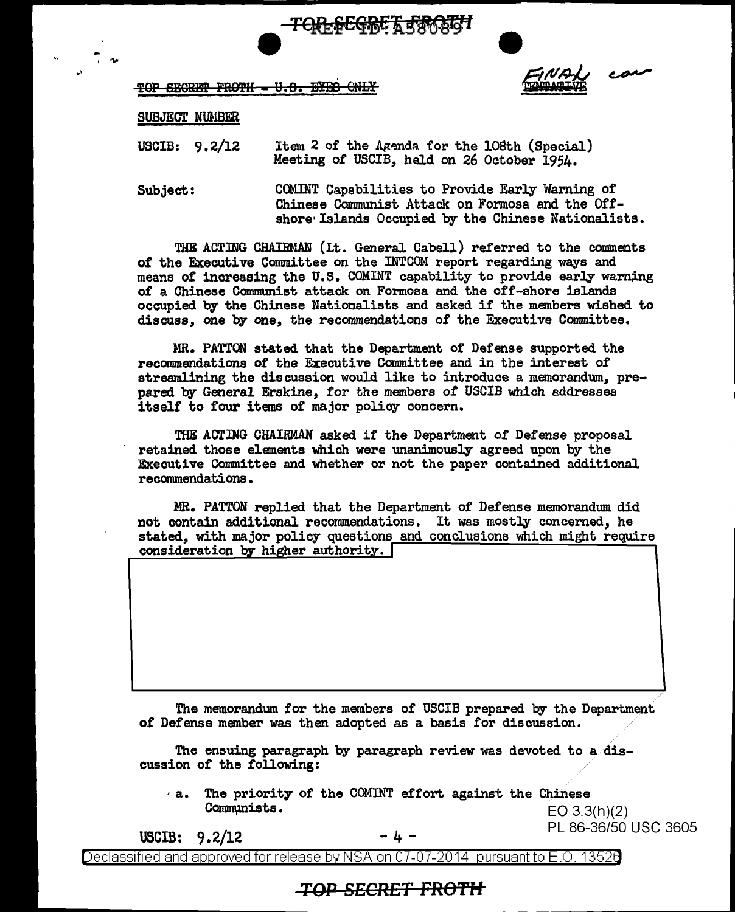TOP SECRET FROTH - U.S. EYES ONLY

FINAL

SUBJECT NUMBER

USCIB: 9.2/12 Item 2 of the Agenda for the 108th (Special) Meeting of USCIB, held on 26 October 1954.

Subject: COMINT Capabilities to Provide Early Warning of Chinese Communist Attack on Formosa and the Off-shore Islands Occupied by the Chinese Nationalists.

THE ACTING CHAIRMAN (Lt. General Cabell) referred to the comments of the Executive Committee on the INTCOM report regarding ways and means of increasing the U.S. COMINT capability to provide early warning of a Chinese Communist attack on Formosa and the off-shore islands occupied by the Chinese Nationalists and asked if the members wished to discuss, one by one, the recommendations of the Executive Committee.

MR. PATTON stated that the Department of Defense supported the recommendations of the Executive Committee and in the interest of streamlining the discussion would like to introduce a memorandum, prepared by General Erskine, for the members of USCIB which addresses itself to four items of major policy concern.

THE ACTING CHAIRMAN asked if the Department of Defense proposal retained those elements which were unanimously agreed upon by the Executive Committee and whether or not the paper contained additional recommendations.

MR. PATTON replied that the Department of Defense memorandum did not contain additional recommendations. It was mostly concerned, he stated, with major policy questions and conclusions which might require consideration by higher authority.

The memorandum for the members of USCIB prepared by the Department of Defense member was then adopted as a basis for discussion.

The ensuing paragraph by paragraph review was devoted to a discussion of the following:

a. The priority of the COMINT effort against the Chinese Communists.

EO 3.3(h)(2)
PL 86-36/50 USC 3605

USCIB: 9.2/12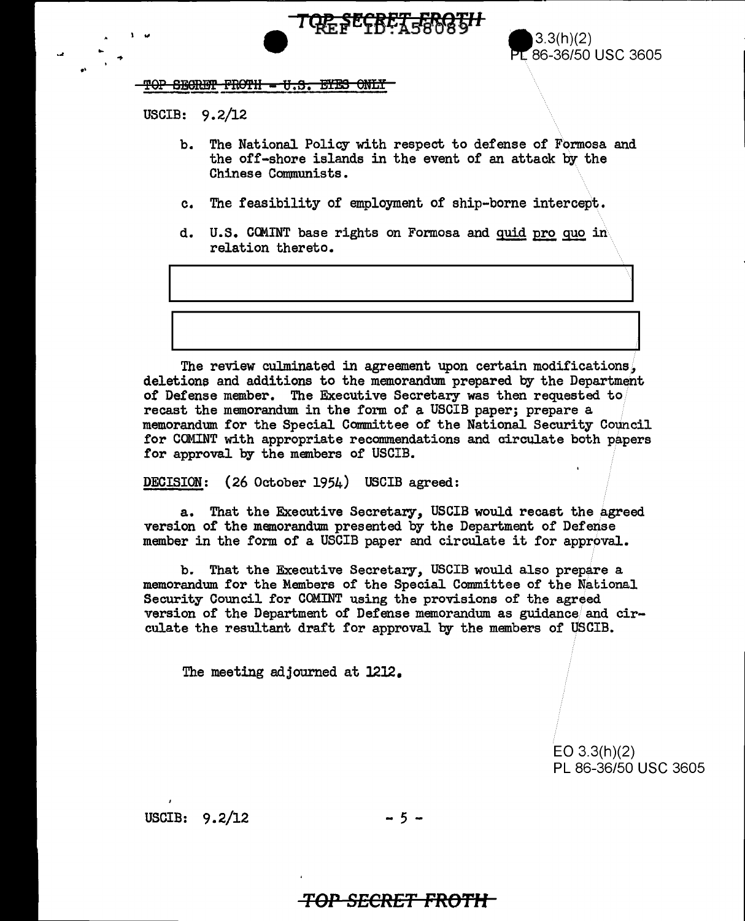TOP SECRET FROTH - U.S. EYES ONLY

USCIB: 9.2/12

b. The National Policy with respect to defense of Formosa and the off-shore islands in the event of an attack by the Chinese Communists.

c. The feasibility of employment of ship-borne intercept.

d. U.S. COMINT base rights on Formosa and quid pro quo in relation thereto.

The review culminated in agreement upon certain modifications, deletions and additions to the memorandum prepared by the Department of Defense member. The Executive Secretary was then requested to recast the memorandum in the form of a USCIB paper; prepare a memorandum for the Special Committee of the National Security Council for COMINT with appropriate recommendations and circulate both papers for approval by the members of USCIB.

DECISION: (26 October 1954) USCIB agreed:

a. That the Executive Secretary, USCIB would recast the agreed version of the memorandum presented by the Department of Defense member in the form of a USCIB paper and circulate it for approval.

b. That the Executive Secretary, USCIB would also prepare a memorandum for the Members of the Special Committee of the National Security Council for COMINT using the provisions of the agreed version of the Department of Defense memorandum as guidance and circulate the resultant draft for approval by the members of USCIB.

The meeting adjourned at 1212.

EO 3.3(h)(2)
PL 86-36/50 USC 3605